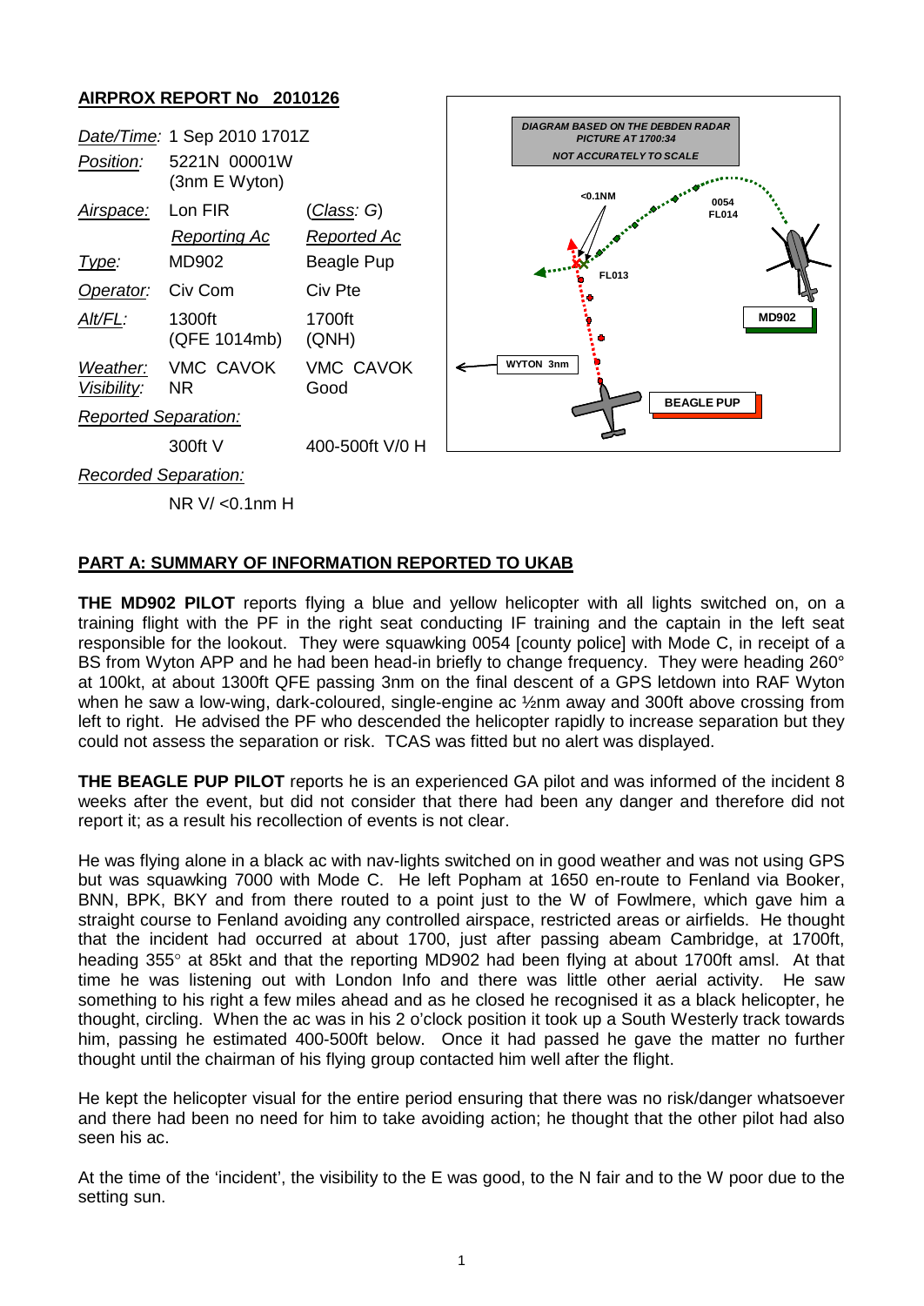## AIRPROX REPORT No 2010126

| | | |
|---|---|---|
| *Date/Time:* | 1 Sep 2010 1701Z | |
| *Position:* | 5221N 00001W (3nm E Wyton) | |
| *Airspace:* | Lon FIR | (*Class: G*) |
| | *Reporting Ac* | *Reported Ac* |
| *Type:* | MD902 | Beagle Pup |
| *Operator:* | Civ Com | Civ Pte |
| *Alt/FL:* | 1300ft (QFE 1014mb) | 1700ft (QNH) |
| *Weather:* | VMC CAVOK | VMC CAVOK |
| *Visibility:* | NR | Good |
| *Reported Separation:* | | |
| | 300ft V | 400-500ft V/0 H |
| *Recorded Separation:* | | |
| | NR V/ <0.1nm H | |

DIAGRAM BASED ON THE DEBDEN RADAR PICTURE AT 1700:34
NOT ACCURATELY TO SCALE

## PART A: SUMMARY OF INFORMATION REPORTED TO UKAB

**THE MD902 PILOT** reports flying a blue and yellow helicopter with all lights switched on, on a training flight with the PF in the right seat conducting IF training and the captain in the left seat responsible for the lookout. They were squawking 0054 [county police] with Mode C, in receipt of a BS from Wyton APP and he had been head-in briefly to change frequency. They were heading 260° at 100kt, at about 1300ft QFE passing 3nm on the final descent of a GPS letdown into RAF Wyton when he saw a low-wing, dark-coloured, single-engine ac ½nm away and 300ft above crossing from left to right. He advised the PF who descended the helicopter rapidly to increase separation but they could not assess the separation or risk. TCAS was fitted but no alert was displayed.

**THE BEAGLE PUP PILOT** reports he is an experienced GA pilot and was informed of the incident 8 weeks after the event, but did not consider that there had been any danger and therefore did not report it; as a result his recollection of events is not clear.

He was flying alone in a black ac with nav-lights switched on in good weather and was not using GPS but was squawking 7000 with Mode C. He left Popham at 1650 en-route to Fenland via Booker, BNN, BPK, BKY and from there routed to a point just to the W of Fowlmere, which gave him a straight course to Fenland avoiding any controlled airspace, restricted areas or airfields. He thought that the incident had occurred at about 1700, just after passing abeam Cambridge, at 1700ft, heading 355° at 85kt and that the reporting MD902 had been flying at about 1700ft amsl. At that time he was listening out with London Info and there was little other aerial activity. He saw something to his right a few miles ahead and as he closed he recognised it as a black helicopter, he thought, circling. When the ac was in his 2 o'clock position it took up a South Westerly track towards him, passing he estimated 400-500ft below. Once it had passed he gave the matter no further thought until the chairman of his flying group contacted him well after the flight.

He kept the helicopter visual for the entire period ensuring that there was no risk/danger whatsoever and there had been no need for him to take avoiding action; he thought that the other pilot had also seen his ac.

At the time of the 'incident', the visibility to the E was good, to the N fair and to the W poor due to the setting sun.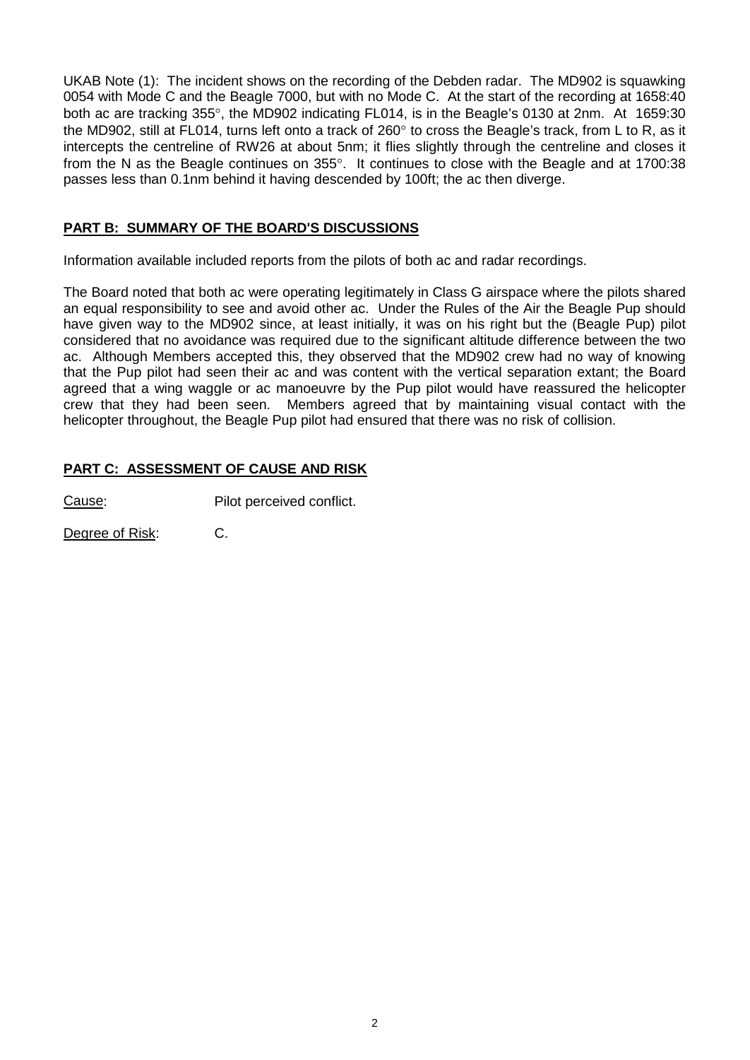UKAB Note (1): The incident shows on the recording of the Debden radar. The MD902 is squawking 0054 with Mode C and the Beagle 7000, but with no Mode C. At the start of the recording at 1658:40 both ac are tracking 355°, the MD902 indicating FL014, is in the Beagle's 0130 at 2nm. At 1659:30 the MD902, still at FL014, turns left onto a track of 260° to cross the Beagle's track, from L to R, as it intercepts the centreline of RW26 at about 5nm; it flies slightly through the centreline and closes it from the N as the Beagle continues on 355°. It continues to close with the Beagle and at 1700:38 passes less than 0.1nm behind it having descended by 100ft; the ac then diverge.

## PART B: SUMMARY OF THE BOARD'S DISCUSSIONS

Information available included reports from the pilots of both ac and radar recordings.

The Board noted that both ac were operating legitimately in Class G airspace where the pilots shared an equal responsibility to see and avoid other ac. Under the Rules of the Air the Beagle Pup should have given way to the MD902 since, at least initially, it was on his right but the (Beagle Pup) pilot considered that no avoidance was required due to the significant altitude difference between the two ac. Although Members accepted this, they observed that the MD902 crew had no way of knowing that the Pup pilot had seen their ac and was content with the vertical separation extant; the Board agreed that a wing waggle or ac manoeuvre by the Pup pilot would have reassured the helicopter crew that they had been seen. Members agreed that by maintaining visual contact with the helicopter throughout, the Beagle Pup pilot had ensured that there was no risk of collision.

## PART C: ASSESSMENT OF CAUSE AND RISK

Cause: Pilot perceived conflict.

Degree of Risk: C.